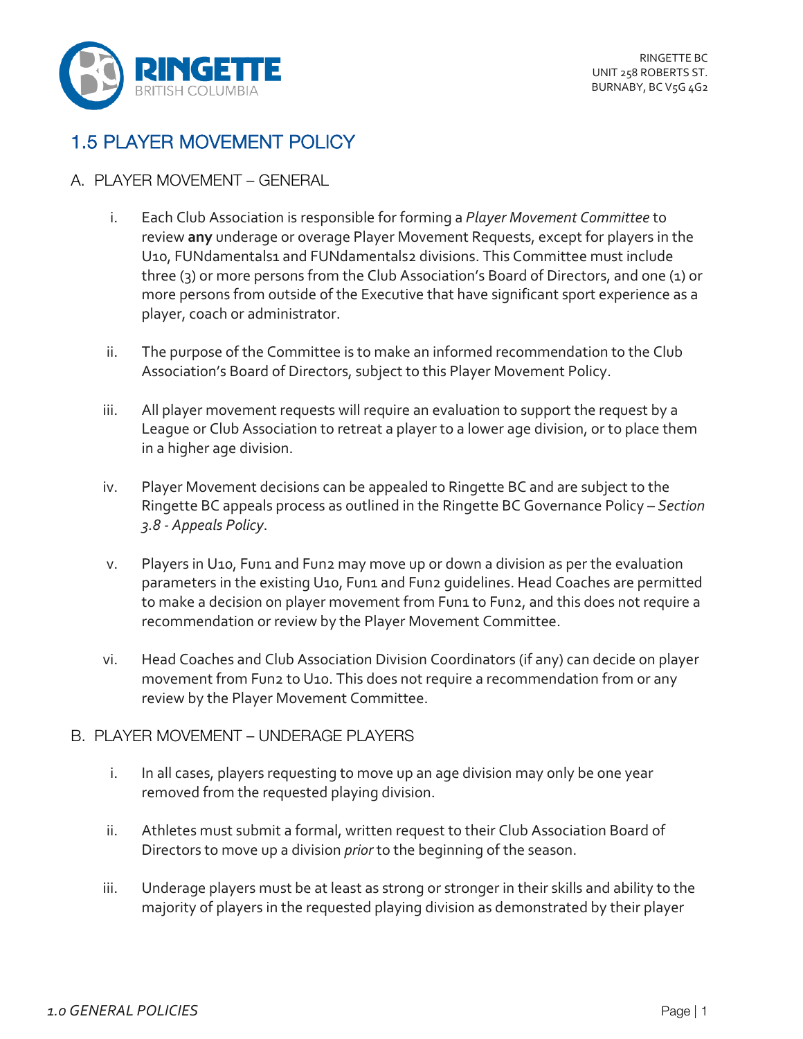RINGETTE BC
UNIT 258 ROBERTS ST.
BURNABY, BC V5G 4G2

# 1.5 PLAYER MOVEMENT POLICY

## A. PLAYER MOVEMENT – GENERAL

i. Each Club Association is responsible for forming a *Player Movement Committee* to review **any** underage or overage Player Movement Requests, except for players in the U10, FUNdamentals1 and FUNdamentals2 divisions. This Committee must include three (3) or more persons from the Club Association's Board of Directors, and one (1) or more persons from outside of the Executive that have significant sport experience as a player, coach or administrator.

ii. The purpose of the Committee is to make an informed recommendation to the Club Association's Board of Directors, subject to this Player Movement Policy.

iii. All player movement requests will require an evaluation to support the request by a League or Club Association to retreat a player to a lower age division, or to place them in a higher age division.

iv. Player Movement decisions can be appealed to Ringette BC and are subject to the Ringette BC appeals process as outlined in the Ringette BC Governance Policy – *Section 3.8 - Appeals Policy*.

v. Players in U10, Fun1 and Fun2 may move up or down a division as per the evaluation parameters in the existing U10, Fun1 and Fun2 guidelines. Head Coaches are permitted to make a decision on player movement from Fun1 to Fun2, and this does not require a recommendation or review by the Player Movement Committee.

vi. Head Coaches and Club Association Division Coordinators (if any) can decide on player movement from Fun2 to U10. This does not require a recommendation from or any review by the Player Movement Committee.

## B. PLAYER MOVEMENT – UNDERAGE PLAYERS

i. In all cases, players requesting to move up an age division may only be one year removed from the requested playing division.

ii. Athletes must submit a formal, written request to their Club Association Board of Directors to move up a division *prior* to the beginning of the season.

iii. Underage players must be at least as strong or stronger in their skills and ability to the majority of players in the requested playing division as demonstrated by their player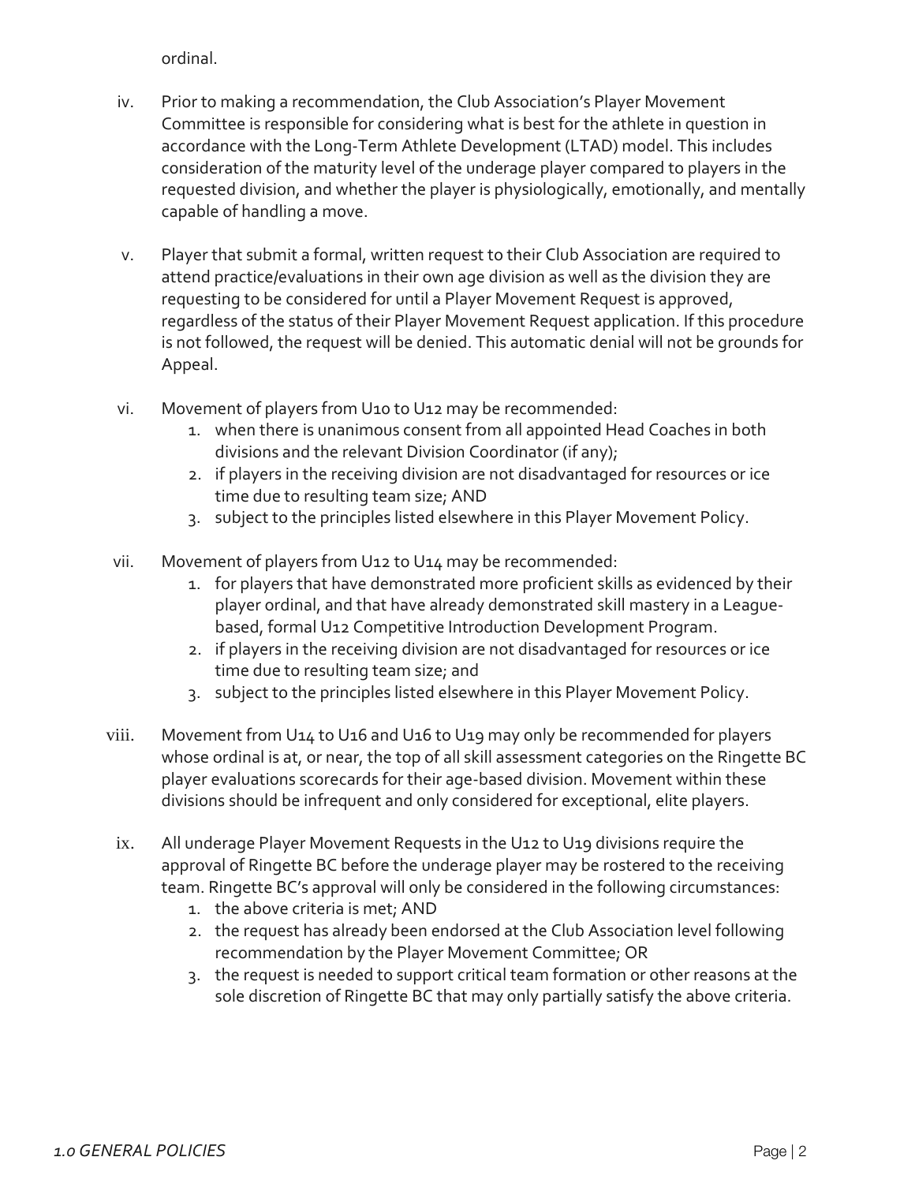ordinal.

iv. Prior to making a recommendation, the Club Association's Player Movement Committee is responsible for considering what is best for the athlete in question in accordance with the Long-Term Athlete Development (LTAD) model. This includes consideration of the maturity level of the underage player compared to players in the requested division, and whether the player is physiologically, emotionally, and mentally capable of handling a move.

v. Player that submit a formal, written request to their Club Association are required to attend practice/evaluations in their own age division as well as the division they are requesting to be considered for until a Player Movement Request is approved, regardless of the status of their Player Movement Request application. If this procedure is not followed, the request will be denied. This automatic denial will not be grounds for Appeal.

vi. Movement of players from U10 to U12 may be recommended:
   1. when there is unanimous consent from all appointed Head Coaches in both divisions and the relevant Division Coordinator (if any);
   2. if players in the receiving division are not disadvantaged for resources or ice time due to resulting team size; AND
   3. subject to the principles listed elsewhere in this Player Movement Policy.

vii. Movement of players from U12 to U14 may be recommended:
   1. for players that have demonstrated more proficient skills as evidenced by their player ordinal, and that have already demonstrated skill mastery in a League-based, formal U12 Competitive Introduction Development Program.
   2. if players in the receiving division are not disadvantaged for resources or ice time due to resulting team size; and
   3. subject to the principles listed elsewhere in this Player Movement Policy.

viii. Movement from U14 to U16 and U16 to U19 may only be recommended for players whose ordinal is at, or near, the top of all skill assessment categories on the Ringette BC player evaluations scorecards for their age-based division. Movement within these divisions should be infrequent and only considered for exceptional, elite players.

ix. All underage Player Movement Requests in the U12 to U19 divisions require the approval of Ringette BC before the underage player may be rostered to the receiving team. Ringette BC's approval will only be considered in the following circumstances:
   1. the above criteria is met; AND
   2. the request has already been endorsed at the Club Association level following recommendation by the Player Movement Committee; OR
   3. the request is needed to support critical team formation or other reasons at the sole discretion of Ringette BC that may only partially satisfy the above criteria.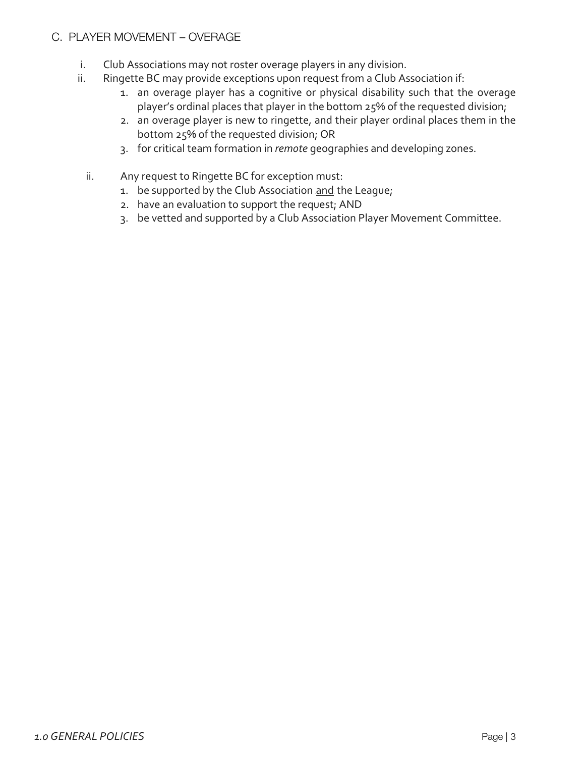## C. PLAYER MOVEMENT – OVERAGE

i. Club Associations may not roster overage players in any division.

ii. Ringette BC may provide exceptions upon request from a Club Association if:

   1. an overage player has a cognitive or physical disability such that the overage player's ordinal places that player in the bottom 25% of the requested division;
   2. an overage player is new to ringette, and their player ordinal places them in the bottom 25% of the requested division; OR
   3. for critical team formation in *remote* geographies and developing zones.

ii. Any request to Ringette BC for exception must:

   1. be supported by the Club Association <u>and</u> the League;
   2. have an evaluation to support the request; AND
   3. be vetted and supported by a Club Association Player Movement Committee.